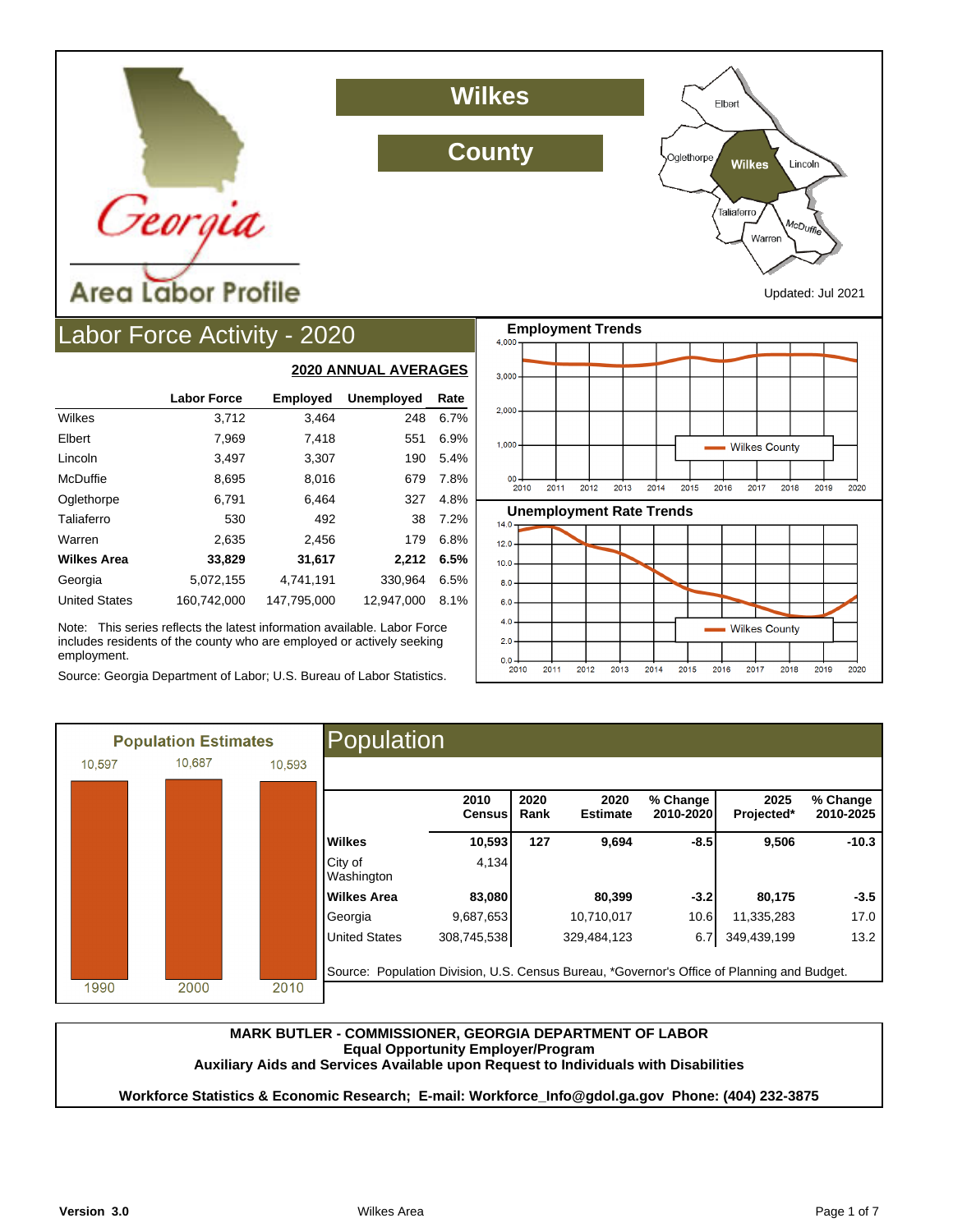# Wilkes County

## Georgia Area Labor Profile

Updated: Jul 2021

## Labor Force Activity - 2020

**2020 ANNUAL AVERAGES**

| | Labor Force | Employed | Unemployed | Rate |
|---|---|---|---|---|
| Wilkes | 3,712 | 3,464 | 248 | 6.7% |
| Elbert | 7,969 | 7,418 | 551 | 6.9% |
| Lincoln | 3,497 | 3,307 | 190 | 5.4% |
| McDuffie | 8,695 | 8,016 | 679 | 7.8% |
| Oglethorpe | 6,791 | 6,464 | 327 | 4.8% |
| Taliaferro | 530 | 492 | 38 | 7.2% |
| Warren | 2,635 | 2,456 | 179 | 6.8% |
| **Wilkes Area** | **33,829** | **31,617** | **2,212** | **6.5%** |
| Georgia | 5,072,155 | 4,741,191 | 330,964 | 6.5% |
| United States | 160,742,000 | 147,795,000 | 12,947,000 | 8.1% |

Note: This series reflects the latest information available. Labor Force includes residents of the county who are employed or actively seeking employment.

Source: Georgia Department of Labor; U.S. Bureau of Labor Statistics.

### Employment Trends

### Unemployment Rate Trends

### Population Estimates

| 1990 | 2000 | 2010 |
|---|---|---|
| 10,597 | 10,687 | 10,593 |

## Population

| | 2010 Census | 2020 Rank | 2020 Estimate | % Change 2010-2020 | 2025 Projected* | % Change 2010-2025 |
|---|---|---|---|---|---|---|
| **Wilkes** | **10,593** | **127** | **9,694** | **-8.5** | **9,506** | **-10.3** |
| City of Washington | 4,134 | | | | | |
| **Wilkes Area** | **83,080** | | **80,399** | **-3.2** | **80,175** | **-3.5** |
| Georgia | 9,687,653 | | 10,710,017 | 10.6 | 11,335,283 | 17.0 |
| United States | 308,745,538 | | 329,484,123 | 6.7 | 349,439,199 | 13.2 |

Source: Population Division, U.S. Census Bureau, *Governor's Office of Planning and Budget.

**MARK BUTLER - COMMISSIONER, GEORGIA DEPARTMENT OF LABOR**
**Equal Opportunity Employer/Program**
**Auxiliary Aids and Services Available upon Request to Individuals with Disabilities**

**Workforce Statistics & Economic Research; E-mail: Workforce_Info@gdol.ga.gov Phone: (404) 232-3875**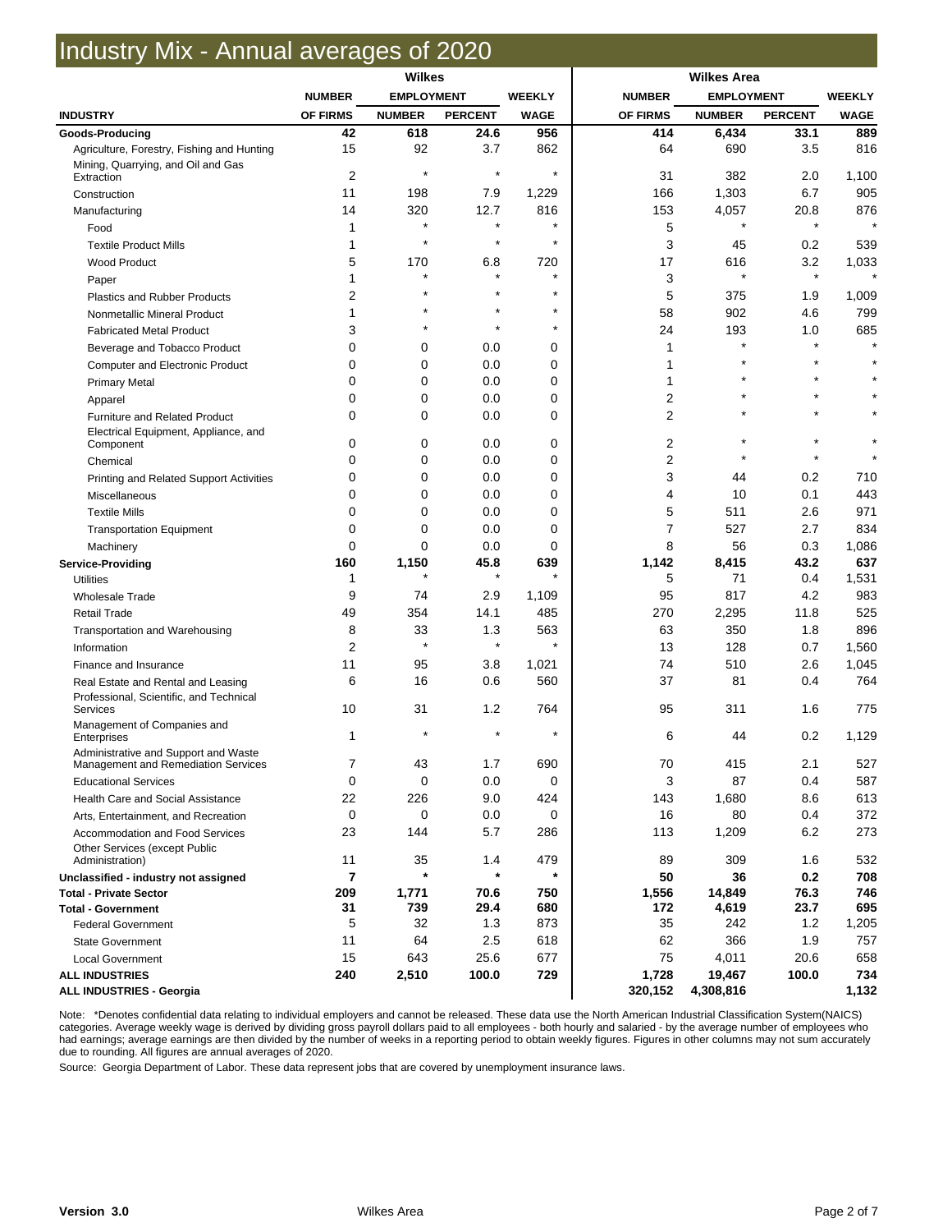# Industry Mix - Annual averages of 2020

| INDUSTRY | Wilkes NUMBER OF FIRMS | Wilkes EMPLOYMENT NUMBER | Wilkes EMPLOYMENT PERCENT | Wilkes WEEKLY WAGE | Wilkes Area NUMBER OF FIRMS | Wilkes Area EMPLOYMENT NUMBER | Wilkes Area EMPLOYMENT PERCENT | Wilkes Area WEEKLY WAGE |
|---|---|---|---|---|---|---|---|---|
| **Goods-Producing** | **42** | **618** | **24.6** | **956** | **414** | **6,434** | **33.1** | **889** |
| Agriculture, Forestry, Fishing and Hunting | 15 | 92 | 3.7 | 862 | 64 | 690 | 3.5 | 816 |
| Mining, Quarrying, and Oil and Gas Extraction | 2 | * | * | * | 31 | 382 | 2.0 | 1,100 |
| Construction | 11 | 198 | 7.9 | 1,229 | 166 | 1,303 | 6.7 | 905 |
| Manufacturing | 14 | 320 | 12.7 | 816 | 153 | 4,057 | 20.8 | 876 |
| Food | 1 | * | * | * | 5 | * | * | * |
| Textile Product Mills | 1 | * | * | * | 3 | 45 | 0.2 | 539 |
| Wood Product | 5 | 170 | 6.8 | 720 | 17 | 616 | 3.2 | 1,033 |
| Paper | 1 | * | * | * | 3 | * | * | * |
| Plastics and Rubber Products | 2 | * | * | * | 5 | 375 | 1.9 | 1,009 |
| Nonmetallic Mineral Product | 1 | * | * | * | 58 | 902 | 4.6 | 799 |
| Fabricated Metal Product | 3 | * | * | * | 24 | 193 | 1.0 | 685 |
| Beverage and Tobacco Product | 0 | 0 | 0.0 | 0 | 1 | * | * | * |
| Computer and Electronic Product | 0 | 0 | 0.0 | 0 | 1 | * | * | * |
| Primary Metal | 0 | 0 | 0.0 | 0 | 1 | * | * | * |
| Apparel | 0 | 0 | 0.0 | 0 | 2 | * | * | * |
| Furniture and Related Product | 0 | 0 | 0.0 | 0 | 2 | * | * | * |
| Electrical Equipment, Appliance, and Component | 0 | 0 | 0.0 | 0 | 2 | * | * | * |
| Chemical | 0 | 0 | 0.0 | 0 | 2 | * | * | * |
| Printing and Related Support Activities | 0 | 0 | 0.0 | 0 | 3 | 44 | 0.2 | 710 |
| Miscellaneous | 0 | 0 | 0.0 | 0 | 4 | 10 | 0.1 | 443 |
| Textile Mills | 0 | 0 | 0.0 | 0 | 5 | 511 | 2.6 | 971 |
| Transportation Equipment | 0 | 0 | 0.0 | 0 | 7 | 527 | 2.7 | 834 |
| Machinery | 0 | 0 | 0.0 | 0 | 8 | 56 | 0.3 | 1,086 |
| **Service-Providing** | **160** | **1,150** | **45.8** | **639** | **1,142** | **8,415** | **43.2** | **637** |
| Utilities | 1 | * | * | * | 5 | 71 | 0.4 | 1,531 |
| Wholesale Trade | 9 | 74 | 2.9 | 1,109 | 95 | 817 | 4.2 | 983 |
| Retail Trade | 49 | 354 | 14.1 | 485 | 270 | 2,295 | 11.8 | 525 |
| Transportation and Warehousing | 8 | 33 | 1.3 | 563 | 63 | 350 | 1.8 | 896 |
| Information | 2 | * | * | * | 13 | 128 | 0.7 | 1,560 |
| Finance and Insurance | 11 | 95 | 3.8 | 1,021 | 74 | 510 | 2.6 | 1,045 |
| Real Estate and Rental and Leasing | 6 | 16 | 0.6 | 560 | 37 | 81 | 0.4 | 764 |
| Professional, Scientific, and Technical Services | 10 | 31 | 1.2 | 764 | 95 | 311 | 1.6 | 775 |
| Management of Companies and Enterprises | 1 | * | * | * | 6 | 44 | 0.2 | 1,129 |
| Administrative and Support and Waste Management and Remediation Services | 7 | 43 | 1.7 | 690 | 70 | 415 | 2.1 | 527 |
| Educational Services | 0 | 0 | 0.0 | 0 | 3 | 87 | 0.4 | 587 |
| Health Care and Social Assistance | 22 | 226 | 9.0 | 424 | 143 | 1,680 | 8.6 | 613 |
| Arts, Entertainment, and Recreation | 0 | 0 | 0.0 | 0 | 16 | 80 | 0.4 | 372 |
| Accommodation and Food Services | 23 | 144 | 5.7 | 286 | 113 | 1,209 | 6.2 | 273 |
| Other Services (except Public Administration) | 11 | 35 | 1.4 | 479 | 89 | 309 | 1.6 | 532 |
| **Unclassified - industry not assigned** | **7** | ***** | ***** | ***** | **50** | **36** | **0.2** | **708** |
| **Total - Private Sector** | **209** | **1,771** | **70.6** | **750** | **1,556** | **14,849** | **76.3** | **746** |
| **Total - Government** | **31** | **739** | **29.4** | **680** | **172** | **4,619** | **23.7** | **695** |
| Federal Government | 5 | 32 | 1.3 | 873 | 35 | 242 | 1.2 | 1,205 |
| State Government | 11 | 64 | 2.5 | 618 | 62 | 366 | 1.9 | 757 |
| Local Government | 15 | 643 | 25.6 | 677 | 75 | 4,011 | 20.6 | 658 |
| **ALL INDUSTRIES** | **240** | **2,510** | **100.0** | **729** | **1,728** | **19,467** | **100.0** | **734** |
| **ALL INDUSTRIES - Georgia** | | | | | **320,152** | **4,308,816** | | **1,132** |

Note: *Denotes confidential data relating to individual employers and cannot be released. These data use the North American Industrial Classification System(NAICS) categories. Average weekly wage is derived by dividing gross payroll dollars paid to all employees - both hourly and salaried - by the average number of employees who had earnings; average earnings are then divided by the number of weeks in a reporting period to obtain weekly figures. Figures in other columns may not sum accurately due to rounding. All figures are annual averages of 2020.

Source: Georgia Department of Labor. These data represent jobs that are covered by unemployment insurance laws.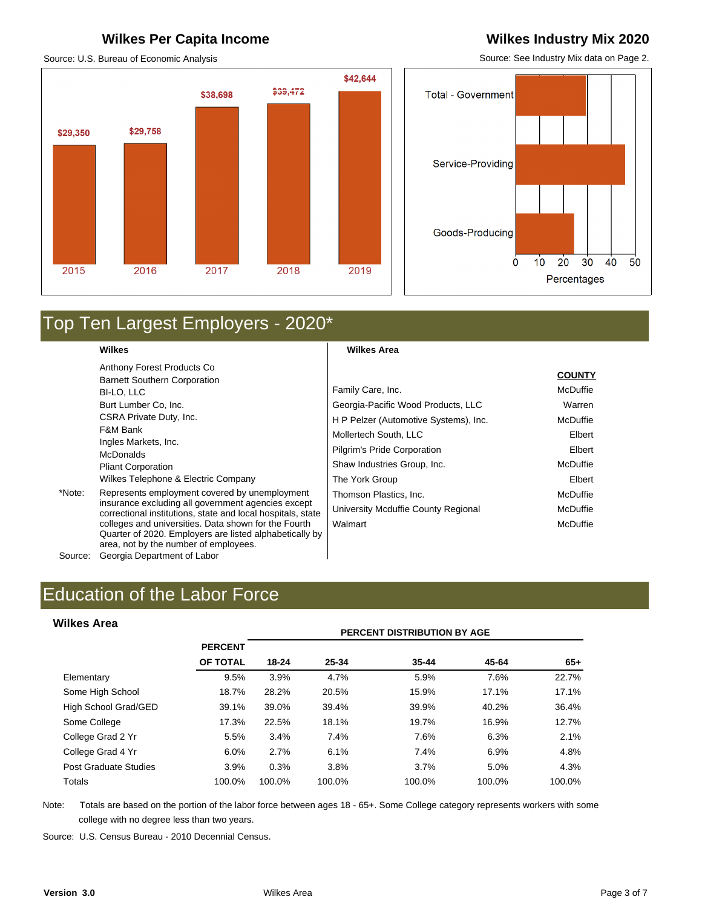## Wilkes Per Capita Income

Source: U.S. Bureau of Economic Analysis

| Year | Per Capita Income |
|---|---|
| 2015 | $29,350 |
| 2016 | $29,758 |
| 2017 | $38,698 |
| 2018 | $39,472 |
| 2019 | $42,644 |

## Wilkes Industry Mix 2020

Source: See Industry Mix data on Page 2.

Categories: Total - Government, Service-Providing, Goods-Producing (Percentages)

# Top Ten Largest Employers - 2020*

| Wilkes |
|---|
| Anthony Forest Products Co |
| Barnett Southern Corporation |
| BI-LO, LLC |
| Burt Lumber Co, Inc. |
| CSRA Private Duty, Inc. |
| F&M Bank |
| Ingles Markets, Inc. |
| McDonalds |
| Pliant Corporation |
| Wilkes Telephone & Electric Company |

| Wilkes Area | COUNTY |
|---|---|
| Family Care, Inc. | McDuffie |
| Georgia-Pacific Wood Products, LLC | Warren |
| H P Pelzer (Automotive Systems), Inc. | McDuffie |
| Mollertech South, LLC | Elbert |
| Pilgrim's Pride Corporation | Elbert |
| Shaw Industries Group, Inc. | McDuffie |
| The York Group | Elbert |
| Thomson Plastics, Inc. | McDuffie |
| University Mcduffie County Regional | McDuffie |
| Walmart | McDuffie |

*Note: Represents employment covered by unemployment insurance excluding all government agencies except correctional institutions, state and local hospitals, state colleges and universities. Data shown for the Fourth Quarter of 2020. Employers are listed alphabetically by area, not by the number of employees.

Source: Georgia Department of Labor

# Education of the Labor Force

### Wilkes Area

| | PERCENT OF TOTAL | PERCENT DISTRIBUTION BY AGE | | | | |
|---|---|---|---|---|---|---|
| | | 18-24 | 25-34 | 35-44 | 45-64 | 65+ |
| Elementary | 9.5% | 3.9% | 4.7% | 5.9% | 7.6% | 22.7% |
| Some High School | 18.7% | 28.2% | 20.5% | 15.9% | 17.1% | 17.1% |
| High School Grad/GED | 39.1% | 39.0% | 39.4% | 39.9% | 40.2% | 36.4% |
| Some College | 17.3% | 22.5% | 18.1% | 19.7% | 16.9% | 12.7% |
| College Grad 2 Yr | 5.5% | 3.4% | 7.4% | 7.6% | 6.3% | 2.1% |
| College Grad 4 Yr | 6.0% | 2.7% | 6.1% | 7.4% | 6.9% | 4.8% |
| Post Graduate Studies | 3.9% | 0.3% | 3.8% | 3.7% | 5.0% | 4.3% |
| Totals | 100.0% | 100.0% | 100.0% | 100.0% | 100.0% | 100.0% |

Note: Totals are based on the portion of the labor force between ages 18 - 65+. Some College category represents workers with some college with no degree less than two years.

Source: U.S. Census Bureau - 2010 Decennial Census.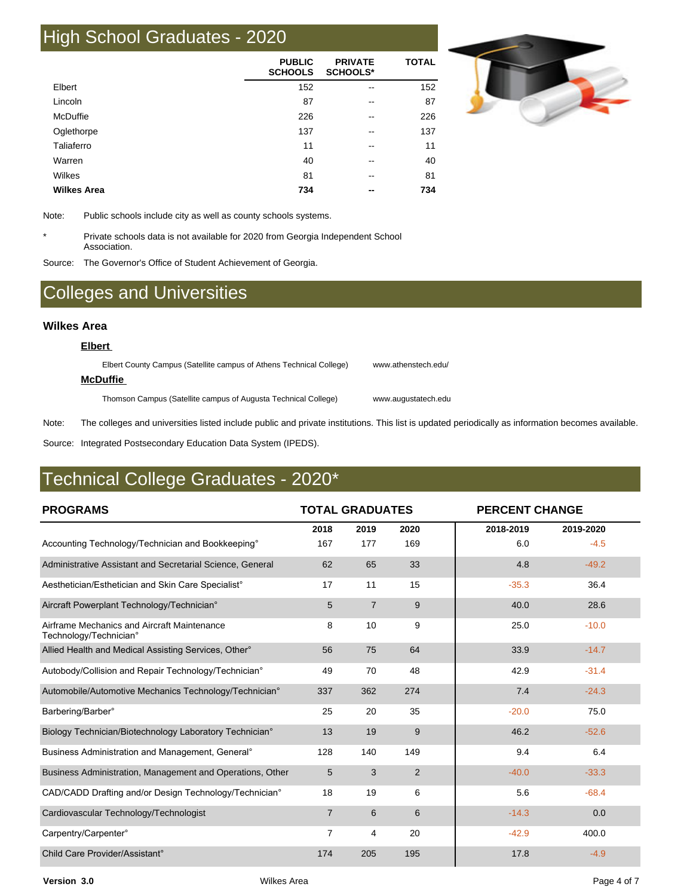## High School Graduates - 2020

| | PUBLIC SCHOOLS | PRIVATE SCHOOLS* | TOTAL |
|---|---|---|---|
| Elbert | 152 | -- | 152 |
| Lincoln | 87 | -- | 87 |
| McDuffie | 226 | -- | 226 |
| Oglethorpe | 137 | -- | 137 |
| Taliaferro | 11 | -- | 11 |
| Warren | 40 | -- | 40 |
| Wilkes | 81 | -- | 81 |
| **Wilkes Area** | **734** | **--** | **734** |

Note: Public schools include city as well as county schools systems.

\* Private schools data is not available for 2020 from Georgia Independent School Association.

Source: The Governor's Office of Student Achievement of Georgia.

## Colleges and Universities

### Wilkes Area

**Elbert**

Elbert County Campus (Satellite campus of Athens Technical College) www.athenstech.edu/

**McDuffie**

Thomson Campus (Satellite campus of Augusta Technical College) www.augustatech.edu

Note: The colleges and universities listed include public and private institutions. This list is updated periodically as information becomes available.

Source: Integrated Postsecondary Education Data System (IPEDS).

## Technical College Graduates - 2020*

| PROGRAMS | TOTAL GRADUATES | | | PERCENT CHANGE | |
|---|---|---|---|---|---|
| | 2018 | 2019 | 2020 | 2018-2019 | 2019-2020 |
| Accounting Technology/Technician and Bookkeeping° | 167 | 177 | 169 | 6.0 | -4.5 |
| Administrative Assistant and Secretarial Science, General | 62 | 65 | 33 | 4.8 | -49.2 |
| Aesthetician/Esthetician and Skin Care Specialist° | 17 | 11 | 15 | -35.3 | 36.4 |
| Aircraft Powerplant Technology/Technician° | 5 | 7 | 9 | 40.0 | 28.6 |
| Airframe Mechanics and Aircraft Maintenance Technology/Technician° | 8 | 10 | 9 | 25.0 | -10.0 |
| Allied Health and Medical Assisting Services, Other° | 56 | 75 | 64 | 33.9 | -14.7 |
| Autobody/Collision and Repair Technology/Technician° | 49 | 70 | 48 | 42.9 | -31.4 |
| Automobile/Automotive Mechanics Technology/Technician° | 337 | 362 | 274 | 7.4 | -24.3 |
| Barbering/Barber° | 25 | 20 | 35 | -20.0 | 75.0 |
| Biology Technician/Biotechnology Laboratory Technician° | 13 | 19 | 9 | 46.2 | -52.6 |
| Business Administration and Management, General° | 128 | 140 | 149 | 9.4 | 6.4 |
| Business Administration, Management and Operations, Other | 5 | 3 | 2 | -40.0 | -33.3 |
| CAD/CADD Drafting and/or Design Technology/Technician° | 18 | 19 | 6 | 5.6 | -68.4 |
| Cardiovascular Technology/Technologist | 7 | 6 | 6 | -14.3 | 0.0 |
| Carpentry/Carpenter° | 7 | 4 | 20 | -42.9 | 400.0 |
| Child Care Provider/Assistant° | 174 | 205 | 195 | 17.8 | -4.9 |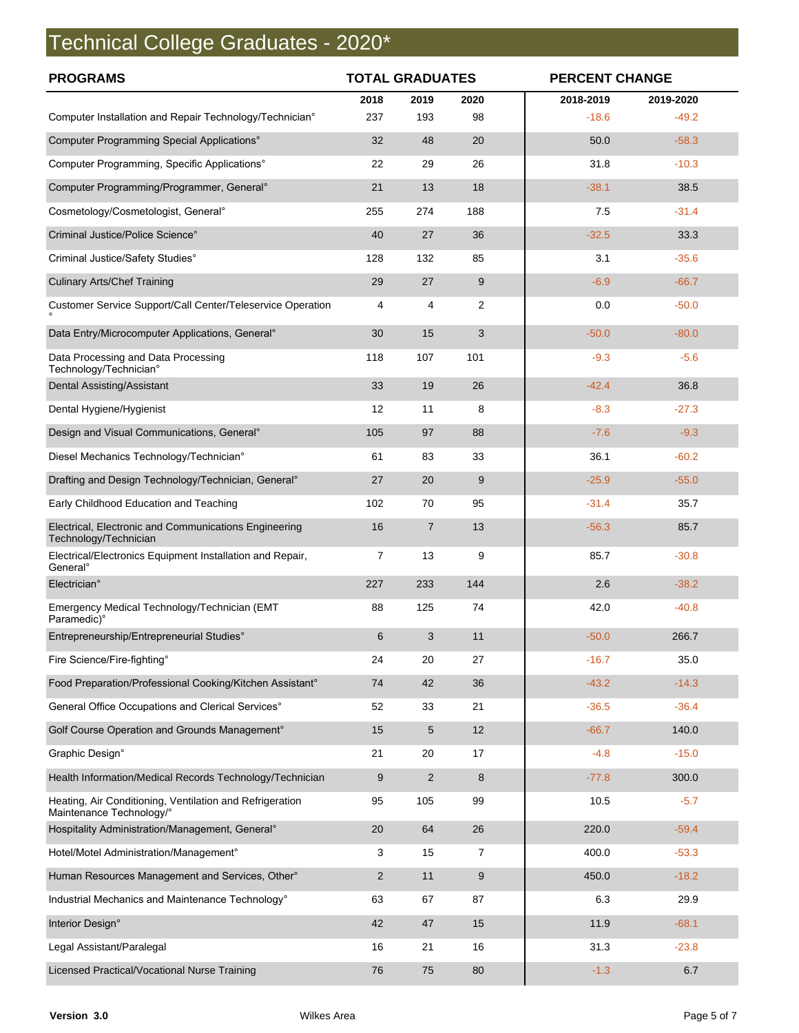# Technical College Graduates - 2020*

| PROGRAMS | TOTAL GRADUATES | | | PERCENT CHANGE | |
|---|---|---|---|---|---|
| | 2018 | 2019 | 2020 | 2018-2019 | 2019-2020 |
| Computer Installation and Repair Technology/Technician° | 237 | 193 | 98 | -18.6 | -49.2 |
| Computer Programming Special Applications° | 32 | 48 | 20 | 50.0 | -58.3 |
| Computer Programming, Specific Applications° | 22 | 29 | 26 | 31.8 | -10.3 |
| Computer Programming/Programmer, General° | 21 | 13 | 18 | -38.1 | 38.5 |
| Cosmetology/Cosmetologist, General° | 255 | 274 | 188 | 7.5 | -31.4 |
| Criminal Justice/Police Science° | 40 | 27 | 36 | -32.5 | 33.3 |
| Criminal Justice/Safety Studies° | 128 | 132 | 85 | 3.1 | -35.6 |
| Culinary Arts/Chef Training | 29 | 27 | 9 | -6.9 | -66.7 |
| Customer Service Support/Call Center/Teleservice Operation ° | 4 | 4 | 2 | 0.0 | -50.0 |
| Data Entry/Microcomputer Applications, General° | 30 | 15 | 3 | -50.0 | -80.0 |
| Data Processing and Data Processing Technology/Technician° | 118 | 107 | 101 | -9.3 | -5.6 |
| Dental Assisting/Assistant | 33 | 19 | 26 | -42.4 | 36.8 |
| Dental Hygiene/Hygienist | 12 | 11 | 8 | -8.3 | -27.3 |
| Design and Visual Communications, General° | 105 | 97 | 88 | -7.6 | -9.3 |
| Diesel Mechanics Technology/Technician° | 61 | 83 | 33 | 36.1 | -60.2 |
| Drafting and Design Technology/Technician, General° | 27 | 20 | 9 | -25.9 | -55.0 |
| Early Childhood Education and Teaching | 102 | 70 | 95 | -31.4 | 35.7 |
| Electrical, Electronic and Communications Engineering Technology/Technician | 16 | 7 | 13 | -56.3 | 85.7 |
| Electrical/Electronics Equipment Installation and Repair, General° | 7 | 13 | 9 | 85.7 | -30.8 |
| Electrician° | 227 | 233 | 144 | 2.6 | -38.2 |
| Emergency Medical Technology/Technician (EMT Paramedic)° | 88 | 125 | 74 | 42.0 | -40.8 |
| Entrepreneurship/Entrepreneurial Studies° | 6 | 3 | 11 | -50.0 | 266.7 |
| Fire Science/Fire-fighting° | 24 | 20 | 27 | -16.7 | 35.0 |
| Food Preparation/Professional Cooking/Kitchen Assistant° | 74 | 42 | 36 | -43.2 | -14.3 |
| General Office Occupations and Clerical Services° | 52 | 33 | 21 | -36.5 | -36.4 |
| Golf Course Operation and Grounds Management° | 15 | 5 | 12 | -66.7 | 140.0 |
| Graphic Design° | 21 | 20 | 17 | -4.8 | -15.0 |
| Health Information/Medical Records Technology/Technician | 9 | 2 | 8 | -77.8 | 300.0 |
| Heating, Air Conditioning, Ventilation and Refrigeration Maintenance Technology/° | 95 | 105 | 99 | 10.5 | -5.7 |
| Hospitality Administration/Management, General° | 20 | 64 | 26 | 220.0 | -59.4 |
| Hotel/Motel Administration/Management° | 3 | 15 | 7 | 400.0 | -53.3 |
| Human Resources Management and Services, Other° | 2 | 11 | 9 | 450.0 | -18.2 |
| Industrial Mechanics and Maintenance Technology° | 63 | 67 | 87 | 6.3 | 29.9 |
| Interior Design° | 42 | 47 | 15 | 11.9 | -68.1 |
| Legal Assistant/Paralegal | 16 | 21 | 16 | 31.3 | -23.8 |
| Licensed Practical/Vocational Nurse Training | 76 | 75 | 80 | -1.3 | 6.7 |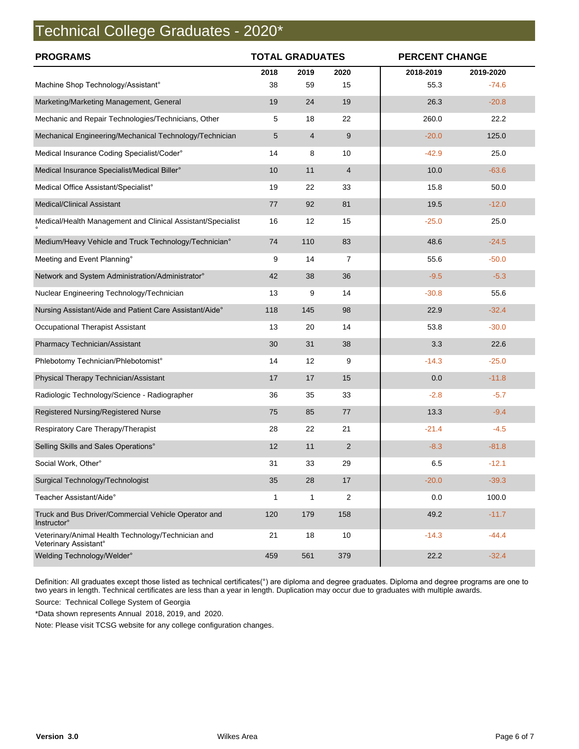# Technical College Graduates - 2020*

| PROGRAMS | TOTAL GRADUATES | | | PERCENT CHANGE | |
|---|---|---|---|---|---|
| | 2018 | 2019 | 2020 | 2018-2019 | 2019-2020 |
| Machine Shop Technology/Assistant° | 38 | 59 | 15 | 55.3 | -74.6 |
| Marketing/Marketing Management, General | 19 | 24 | 19 | 26.3 | -20.8 |
| Mechanic and Repair Technologies/Technicians, Other | 5 | 18 | 22 | 260.0 | 22.2 |
| Mechanical Engineering/Mechanical Technology/Technician | 5 | 4 | 9 | -20.0 | 125.0 |
| Medical Insurance Coding Specialist/Coder° | 14 | 8 | 10 | -42.9 | 25.0 |
| Medical Insurance Specialist/Medical Biller° | 10 | 11 | 4 | 10.0 | -63.6 |
| Medical Office Assistant/Specialist° | 19 | 22 | 33 | 15.8 | 50.0 |
| Medical/Clinical Assistant | 77 | 92 | 81 | 19.5 | -12.0 |
| Medical/Health Management and Clinical Assistant/Specialist° | 16 | 12 | 15 | -25.0 | 25.0 |
| Medium/Heavy Vehicle and Truck Technology/Technician° | 74 | 110 | 83 | 48.6 | -24.5 |
| Meeting and Event Planning° | 9 | 14 | 7 | 55.6 | -50.0 |
| Network and System Administration/Administrator° | 42 | 38 | 36 | -9.5 | -5.3 |
| Nuclear Engineering Technology/Technician | 13 | 9 | 14 | -30.8 | 55.6 |
| Nursing Assistant/Aide and Patient Care Assistant/Aide° | 118 | 145 | 98 | 22.9 | -32.4 |
| Occupational Therapist Assistant | 13 | 20 | 14 | 53.8 | -30.0 |
| Pharmacy Technician/Assistant | 30 | 31 | 38 | 3.3 | 22.6 |
| Phlebotomy Technician/Phlebotomist° | 14 | 12 | 9 | -14.3 | -25.0 |
| Physical Therapy Technician/Assistant | 17 | 17 | 15 | 0.0 | -11.8 |
| Radiologic Technology/Science - Radiographer | 36 | 35 | 33 | -2.8 | -5.7 |
| Registered Nursing/Registered Nurse | 75 | 85 | 77 | 13.3 | -9.4 |
| Respiratory Care Therapy/Therapist | 28 | 22 | 21 | -21.4 | -4.5 |
| Selling Skills and Sales Operations° | 12 | 11 | 2 | -8.3 | -81.8 |
| Social Work, Other° | 31 | 33 | 29 | 6.5 | -12.1 |
| Surgical Technology/Technologist | 35 | 28 | 17 | -20.0 | -39.3 |
| Teacher Assistant/Aide° | 1 | 1 | 2 | 0.0 | 100.0 |
| Truck and Bus Driver/Commercial Vehicle Operator and Instructor° | 120 | 179 | 158 | 49.2 | -11.7 |
| Veterinary/Animal Health Technology/Technician and Veterinary Assistant° | 21 | 18 | 10 | -14.3 | -44.4 |
| Welding Technology/Welder° | 459 | 561 | 379 | 22.2 | -32.4 |

Definition: All graduates except those listed as technical certificates(°) are diploma and degree graduates. Diploma and degree programs are one to two years in length. Technical certificates are less than a year in length. Duplication may occur due to graduates with multiple awards.

Source: Technical College System of Georgia

*Data shown represents Annual 2018, 2019, and 2020.

Note: Please visit TCSG website for any college configuration changes.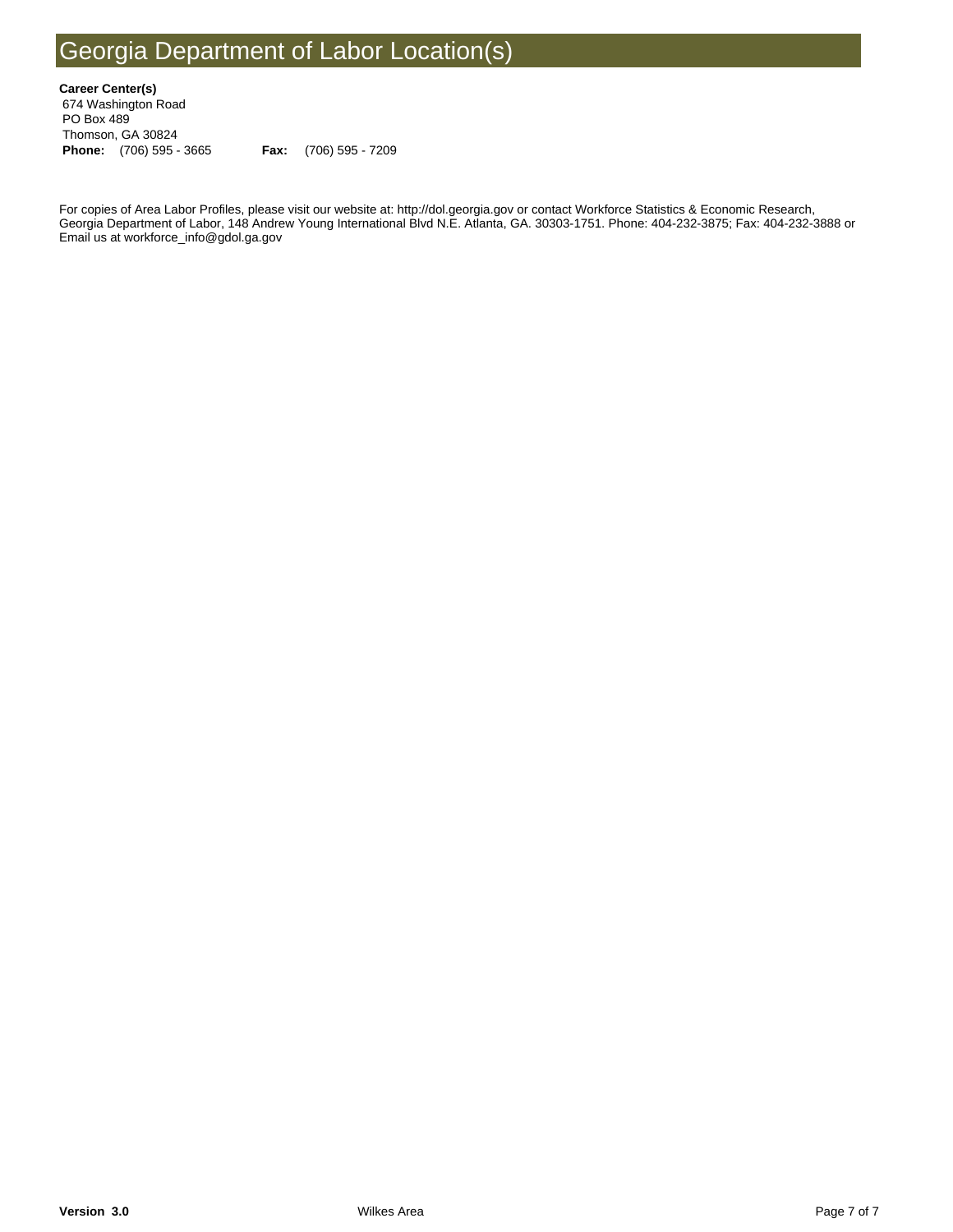# Georgia Department of Labor Location(s)

**Career Center(s)**
674 Washington Road
PO Box 489
Thomson, GA 30824
**Phone:** (706) 595 - 3665 **Fax:** (706) 595 - 7209

For copies of Area Labor Profiles, please visit our website at: http://dol.georgia.gov or contact Workforce Statistics & Economic Research, Georgia Department of Labor, 148 Andrew Young International Blvd N.E. Atlanta, GA. 30303-1751. Phone: 404-232-3875; Fax: 404-232-3888 or Email us at workforce_info@gdol.ga.gov